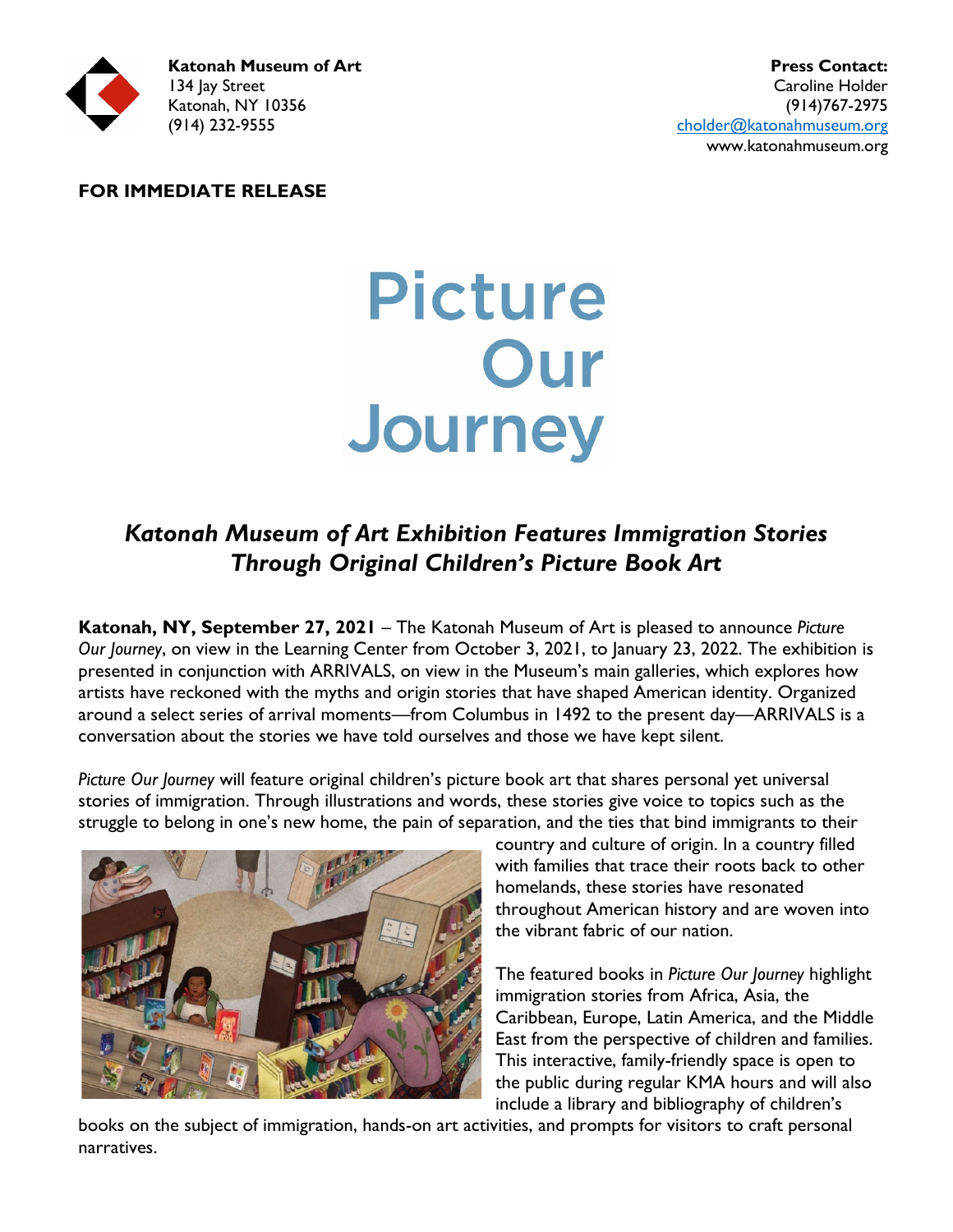**Katonah Museum of Art**
134 Jay Street
Katonah, NY 10356
(914) 232-9555

**Press Contact:**
Caroline Holder
(914)767-2975
cholder@katonahmuseum.org
www.katonahmuseum.org

**FOR IMMEDIATE RELEASE**

# Picture Our Journey

## *Katonah Museum of Art Exhibition Features Immigration Stories Through Original Children's Picture Book Art*

**Katonah, NY, September 27, 2021** – The Katonah Museum of Art is pleased to announce *Picture Our Journey*, on view in the Learning Center from October 3, 2021, to January 23, 2022. The exhibition is presented in conjunction with ARRIVALS, on view in the Museum's main galleries, which explores how artists have reckoned with the myths and origin stories that have shaped American identity. Organized around a select series of arrival moments—from Columbus in 1492 to the present day—ARRIVALS is a conversation about the stories we have told ourselves and those we have kept silent.

*Picture Our Journey* will feature original children's picture book art that shares personal yet universal stories of immigration. Through illustrations and words, these stories give voice to topics such as the struggle to belong in one's new home, the pain of separation, and the ties that bind immigrants to their country and culture of origin. In a country filled with families that trace their roots back to other homelands, these stories have resonated throughout American history and are woven into the vibrant fabric of our nation.

The featured books in *Picture Our Journey* highlight immigration stories from Africa, Asia, the Caribbean, Europe, Latin America, and the Middle East from the perspective of children and families. This interactive, family-friendly space is open to the public during regular KMA hours and will also include a library and bibliography of children's books on the subject of immigration, hands-on art activities, and prompts for visitors to craft personal narratives.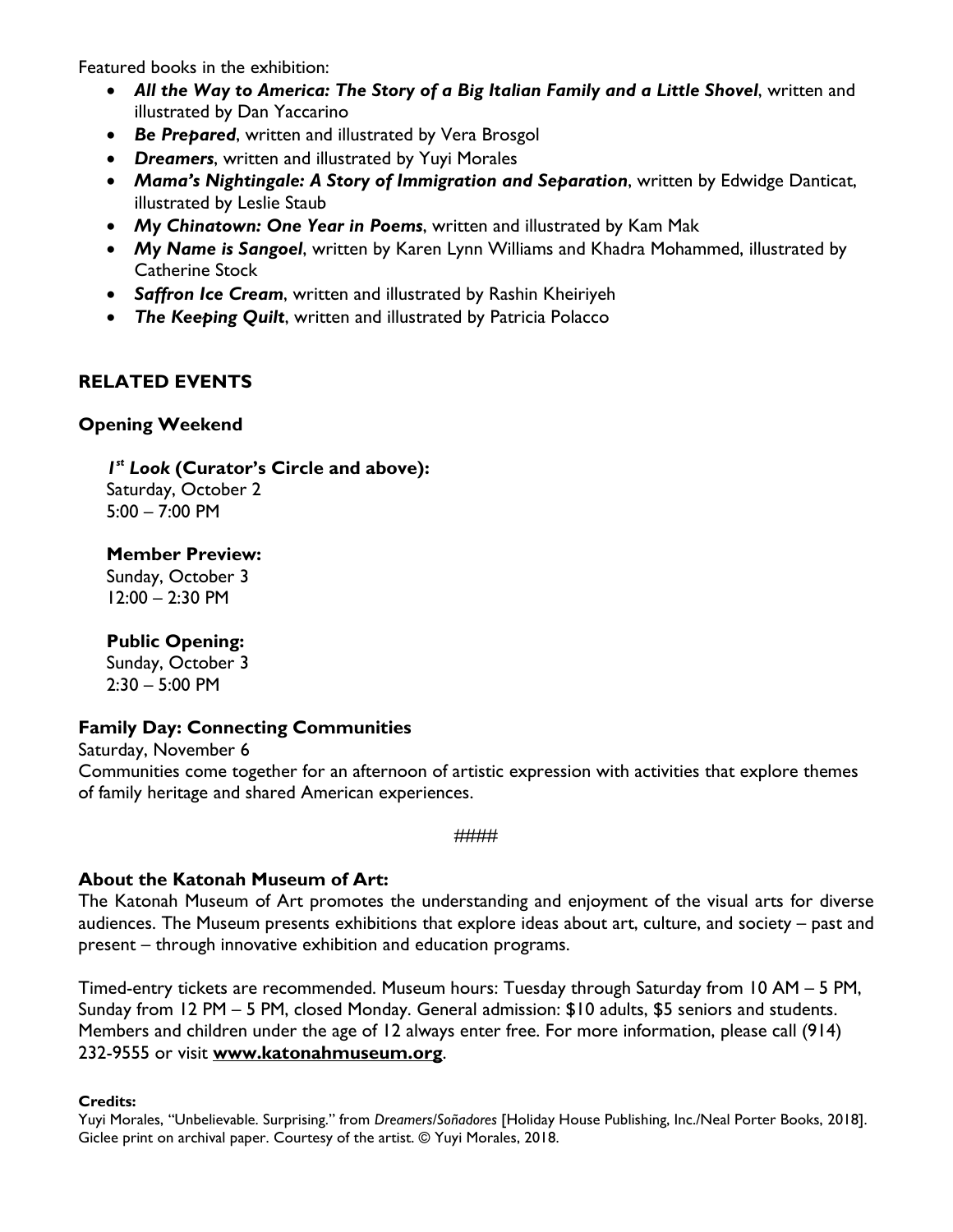Featured books in the exhibition:

- ***All the Way to America: The Story of a Big Italian Family and a Little Shovel***, written and illustrated by Dan Yaccarino
- ***Be Prepared***, written and illustrated by Vera Brosgol
- ***Dreamers***, written and illustrated by Yuyi Morales
- ***Mama's Nightingale: A Story of Immigration and Separation***, written by Edwidge Danticat, illustrated by Leslie Staub
- ***My Chinatown: One Year in Poems***, written and illustrated by Kam Mak
- ***My Name is Sangoel***, written by Karen Lynn Williams and Khadra Mohammed, illustrated by Catherine Stock
- ***Saffron Ice Cream***, written and illustrated by Rashin Kheiriyeh
- ***The Keeping Quilt***, written and illustrated by Patricia Polacco

## RELATED EVENTS

### Opening Weekend

***1st Look* (Curator's Circle and above):**
Saturday, October 2
5:00 – 7:00 PM

**Member Preview:**
Sunday, October 3
12:00 – 2:30 PM

**Public Opening:**
Sunday, October 3
2:30 – 5:00 PM

### Family Day: Connecting Communities

Saturday, November 6
Communities come together for an afternoon of artistic expression with activities that explore themes of family heritage and shared American experiences.

####

### About the Katonah Museum of Art:

The Katonah Museum of Art promotes the understanding and enjoyment of the visual arts for diverse audiences. The Museum presents exhibitions that explore ideas about art, culture, and society – past and present – through innovative exhibition and education programs.

Timed-entry tickets are recommended. Museum hours: Tuesday through Saturday from 10 AM – 5 PM, Sunday from 12 PM – 5 PM, closed Monday. General admission: $10 adults, $5 seniors and students. Members and children under the age of 12 always enter free. For more information, please call (914) 232-9555 or visit **www.katonahmuseum.org**.

**Credits:**
Yuyi Morales, "Unbelievable. Surprising." from *Dreamers/Soñadores* [Holiday House Publishing, Inc./Neal Porter Books, 2018]. Giclee print on archival paper. Courtesy of the artist. © Yuyi Morales, 2018.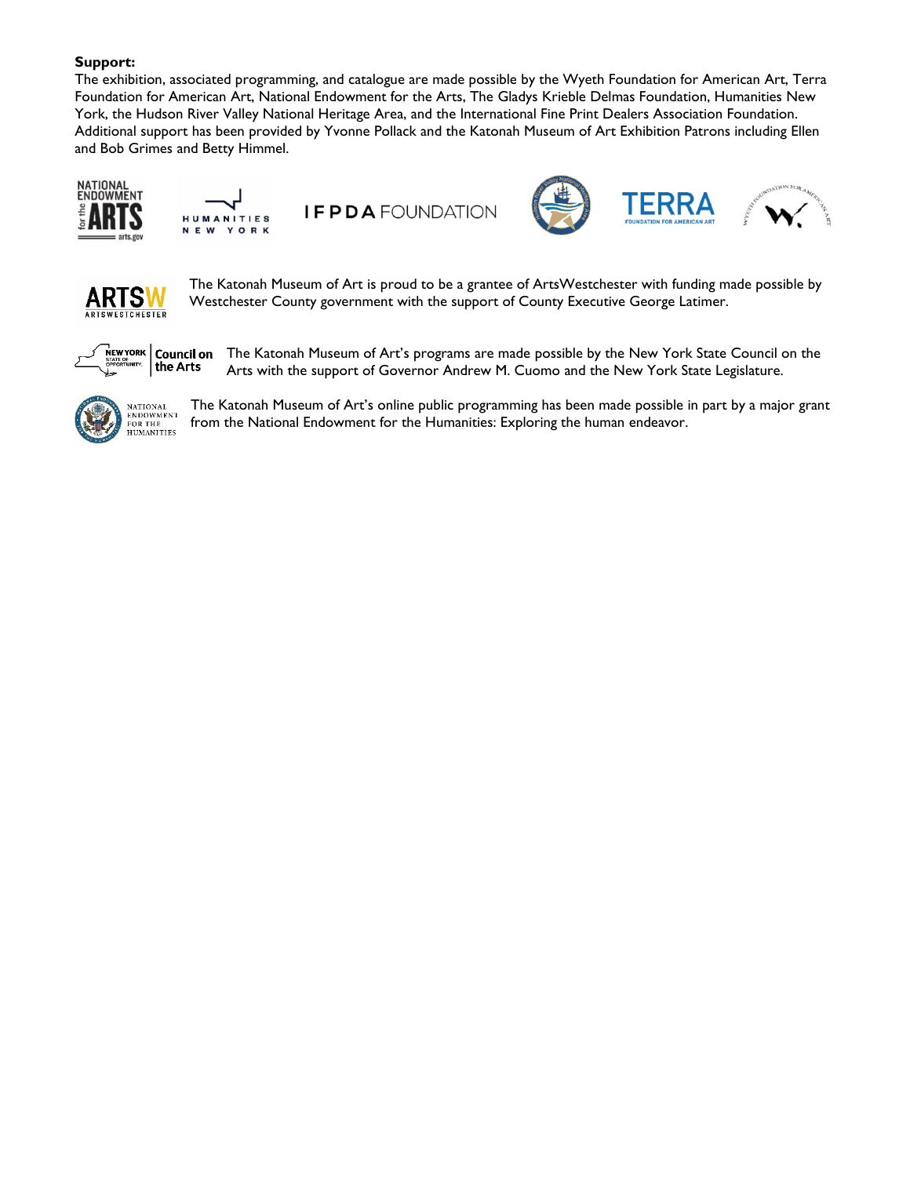**Support:**
The exhibition, associated programming, and catalogue are made possible by the Wyeth Foundation for American Art, Terra Foundation for American Art, National Endowment for the Arts, The Gladys Krieble Delmas Foundation, Humanities New York, the Hudson River Valley National Heritage Area, and the International Fine Print Dealers Association Foundation. Additional support has been provided by Yvonne Pollack and the Katonah Museum of Art Exhibition Patrons including Ellen and Bob Grimes and Betty Himmel.

The Katonah Museum of Art is proud to be a grantee of ArtsWestchester with funding made possible by Westchester County government with the support of County Executive George Latimer.

The Katonah Museum of Art's programs are made possible by the New York State Council on the Arts with the support of Governor Andrew M. Cuomo and the New York State Legislature.

The Katonah Museum of Art's online public programming has been made possible in part by a major grant from the National Endowment for the Humanities: Exploring the human endeavor.